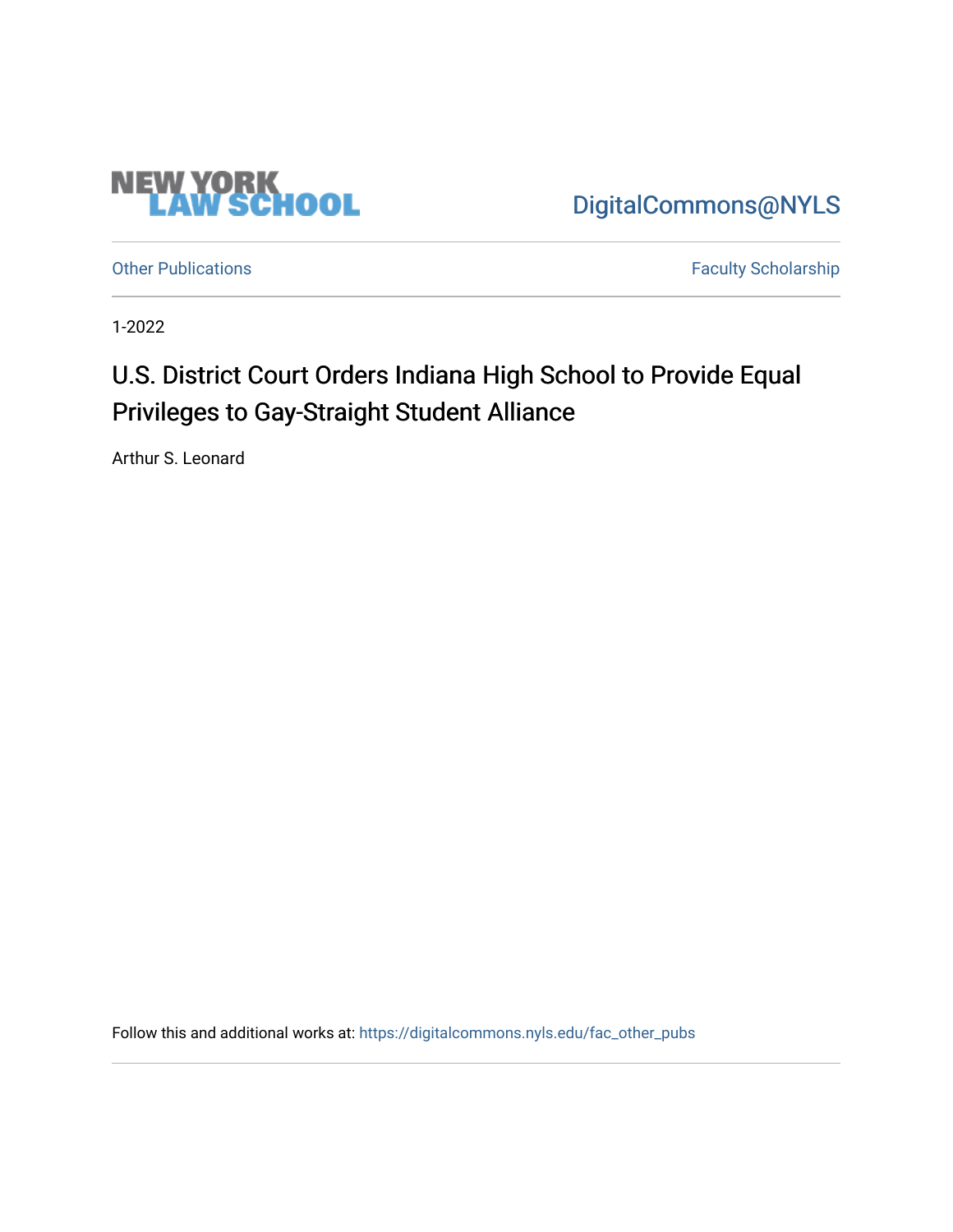NEW YORK LAW SCHOOL

DigitalCommons@NYLS

Other Publications

Faculty Scholarship

1-2022

# U.S. District Court Orders Indiana High School to Provide Equal Privileges to Gay-Straight Student Alliance

Arthur S. Leonard

Follow this and additional works at: https://digitalcommons.nyls.edu/fac_other_pubs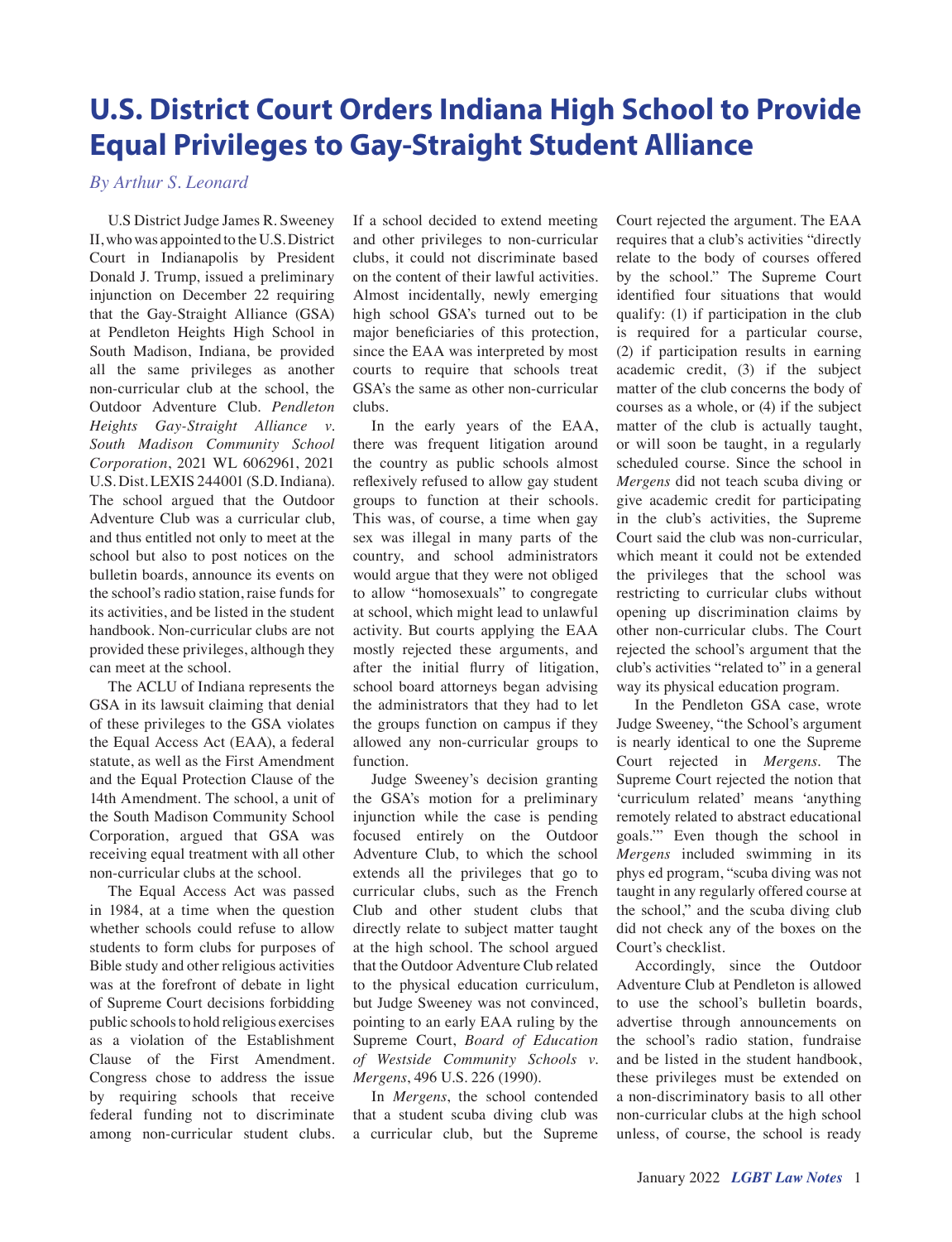# U.S. District Court Orders Indiana High School to Provide Equal Privileges to Gay-Straight Student Alliance

*By Arthur S. Leonard*

U.S District Judge James R. Sweeney II, who was appointed to the U.S. District Court in Indianapolis by President Donald J. Trump, issued a preliminary injunction on December 22 requiring that the Gay-Straight Alliance (GSA) at Pendleton Heights High School in South Madison, Indiana, be provided all the same privileges as another non-curricular club at the school, the Outdoor Adventure Club. *Pendleton Heights Gay-Straight Alliance v. South Madison Community School Corporation*, 2021 WL 6062961, 2021 U.S. Dist. LEXIS 244001 (S.D. Indiana). The school argued that the Outdoor Adventure Club was a curricular club, and thus entitled not only to meet at the school but also to post notices on the bulletin boards, announce its events on the school's radio station, raise funds for its activities, and be listed in the student handbook. Non-curricular clubs are not provided these privileges, although they can meet at the school.

The ACLU of Indiana represents the GSA in its lawsuit claiming that denial of these privileges to the GSA violates the Equal Access Act (EAA), a federal statute, as well as the First Amendment and the Equal Protection Clause of the 14th Amendment. The school, a unit of the South Madison Community School Corporation, argued that GSA was receiving equal treatment with all other non-curricular clubs at the school.

The Equal Access Act was passed in 1984, at a time when the question whether schools could refuse to allow students to form clubs for purposes of Bible study and other religious activities was at the forefront of debate in light of Supreme Court decisions forbidding public schools to hold religious exercises as a violation of the Establishment Clause of the First Amendment. Congress chose to address the issue by requiring schools that receive federal funding not to discriminate among non-curricular student clubs. If a school decided to extend meeting and other privileges to non-curricular clubs, it could not discriminate based on the content of their lawful activities. Almost incidentally, newly emerging high school GSA's turned out to be major beneficiaries of this protection, since the EAA was interpreted by most courts to require that schools treat GSA's the same as other non-curricular clubs.

In the early years of the EAA, there was frequent litigation around the country as public schools almost reflexively refused to allow gay student groups to function at their schools. This was, of course, a time when gay sex was illegal in many parts of the country, and school administrators would argue that they were not obliged to allow "homosexuals" to congregate at school, which might lead to unlawful activity. But courts applying the EAA mostly rejected these arguments, and after the initial flurry of litigation, school board attorneys began advising the administrators that they had to let the groups function on campus if they allowed any non-curricular groups to function.

Judge Sweeney's decision granting the GSA's motion for a preliminary injunction while the case is pending focused entirely on the Outdoor Adventure Club, to which the school extends all the privileges that go to curricular clubs, such as the French Club and other student clubs that directly relate to subject matter taught at the high school. The school argued that the Outdoor Adventure Club related to the physical education curriculum, but Judge Sweeney was not convinced, pointing to an early EAA ruling by the Supreme Court, *Board of Education of Westside Community Schools v. Mergens*, 496 U.S. 226 (1990).

In *Mergens*, the school contended that a student scuba diving club was a curricular club, but the Supreme Court rejected the argument. The EAA requires that a club's activities "directly relate to the body of courses offered by the school." The Supreme Court identified four situations that would qualify: (1) if participation in the club is required for a particular course, (2) if participation results in earning academic credit, (3) if the subject matter of the club concerns the body of courses as a whole, or (4) if the subject matter of the club is actually taught, or will soon be taught, in a regularly scheduled course. Since the school in *Mergens* did not teach scuba diving or give academic credit for participating in the club's activities, the Supreme Court said the club was non-curricular, which meant it could not be extended the privileges that the school was restricting to curricular clubs without opening up discrimination claims by other non-curricular clubs. The Court rejected the school's argument that the club's activities "related to" in a general way its physical education program.

In the Pendleton GSA case, wrote Judge Sweeney, "the School's argument is nearly identical to one the Supreme Court rejected in *Mergens*. The Supreme Court rejected the notion that 'curriculum related' means 'anything remotely related to abstract educational goals.'" Even though the school in *Mergens* included swimming in its phys ed program, "scuba diving was not taught in any regularly offered course at the school," and the scuba diving club did not check any of the boxes on the Court's checklist.

Accordingly, since the Outdoor Adventure Club at Pendleton is allowed to use the school's bulletin boards, advertise through announcements on the school's radio station, fundraise and be listed in the student handbook, these privileges must be extended on a non-discriminatory basis to all other non-curricular clubs at the high school unless, of course, the school is ready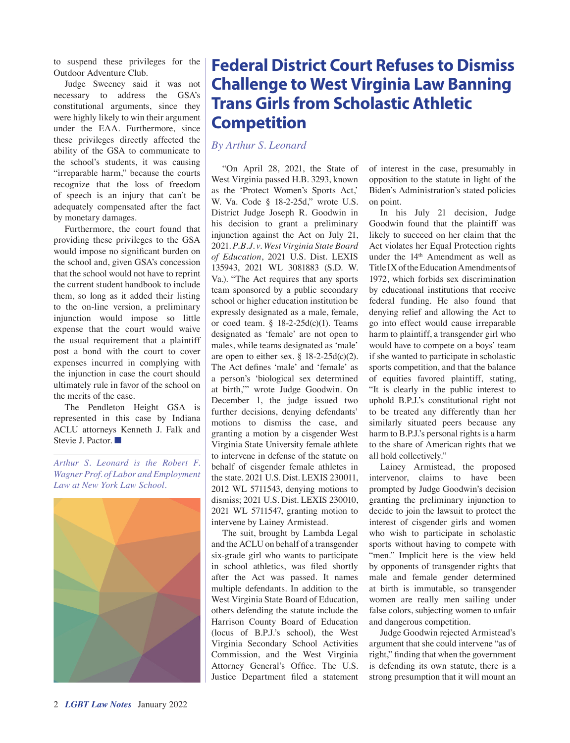to suspend these privileges for the Outdoor Adventure Club.

Judge Sweeney said it was not necessary to address the GSA's constitutional arguments, since they were highly likely to win their argument under the EAA. Furthermore, since these privileges directly affected the ability of the GSA to communicate to the school's students, it was causing "irreparable harm," because the courts recognize that the loss of freedom of speech is an injury that can't be adequately compensated after the fact by monetary damages.

Furthermore, the court found that providing these privileges to the GSA would impose no significant burden on the school and, given GSA's concession that the school would not have to reprint the current student handbook to include them, so long as it added their listing to the on-line version, a preliminary injunction would impose so little expense that the court would waive the usual requirement that a plaintiff post a bond with the court to cover expenses incurred in complying with the injunction in case the court should ultimately rule in favor of the school on the merits of the case.

The Pendleton Height GSA is represented in this case by Indiana ACLU attorneys Kenneth J. Falk and Stevie J. Pactor. ■

*Arthur S. Leonard is the Robert F. Wagner Prof. of Labor and Employment Law at New York Law School.*

# Federal District Court Refuses to Dismiss Challenge to West Virginia Law Banning Trans Girls from Scholastic Athletic Competition

*By Arthur S. Leonard*

"On April 28, 2021, the State of West Virginia passed H.B. 3293, known as the 'Protect Women's Sports Act,' W. Va. Code § 18-2-25d," wrote U.S. District Judge Joseph R. Goodwin in his decision to grant a preliminary injunction against the Act on July 21, 2021. *P.B.J. v. West Virginia State Board of Education*, 2021 U.S. Dist. LEXIS 135943, 2021 WL 3081883 (S.D. W. Va.). "The Act requires that any sports team sponsored by a public secondary school or higher education institution be expressly designated as a male, female, or coed team. § 18-2-25d(c)(1). Teams designated as 'female' are not open to males, while teams designated as 'male' are open to either sex. § 18-2-25d(c)(2). The Act defines 'male' and 'female' as a person's 'biological sex determined at birth,'" wrote Judge Goodwin. On December 1, the judge issued two further decisions, denying defendants' motions to dismiss the case, and granting a motion by a cisgender West Virginia State University female athlete to intervene in defense of the statute on behalf of cisgender female athletes in the state. 2021 U.S. Dist. LEXIS 230011, 2012 WL 5711543, denying motions to dismiss; 2021 U.S. Dist. LEXIS 230010, 2021 WL 5711547, granting motion to intervene by Lainey Armistead.

The suit, brought by Lambda Legal and the ACLU on behalf of a transgender six-grade girl who wants to participate in school athletics, was filed shortly after the Act was passed. It names multiple defendants. In addition to the West Virginia State Board of Education, others defending the statute include the Harrison County Board of Education (locus of B.P.J.'s school), the West Virginia Secondary School Activities Commission, and the West Virginia Attorney General's Office. The U.S. Justice Department filed a statement of interest in the case, presumably in opposition to the statute in light of the Biden's Administration's stated policies on point.

In his July 21 decision, Judge Goodwin found that the plaintiff was likely to succeed on her claim that the Act violates her Equal Protection rights under the 14th Amendment as well as Title IX of the Education Amendments of 1972, which forbids sex discrimination by educational institutions that receive federal funding. He also found that denying relief and allowing the Act to go into effect would cause irreparable harm to plaintiff, a transgender girl who would have to compete on a boys' team if she wanted to participate in scholastic sports competition, and that the balance of equities favored plaintiff, stating, "It is clearly in the public interest to uphold B.P.J.'s constitutional right not to be treated any differently than her similarly situated peers because any harm to B.P.J.'s personal rights is a harm to the share of American rights that we all hold collectively."

Lainey Armistead, the proposed intervenor, claims to have been prompted by Judge Goodwin's decision granting the preliminary injunction to decide to join the lawsuit to protect the interest of cisgender girls and women who wish to participate in scholastic sports without having to compete with "men." Implicit here is the view held by opponents of transgender rights that male and female gender determined at birth is immutable, so transgender women are really men sailing under false colors, subjecting women to unfair and dangerous competition.

Judge Goodwin rejected Armistead's argument that she could intervene "as of right," finding that when the government is defending its own statute, there is a strong presumption that it will mount an